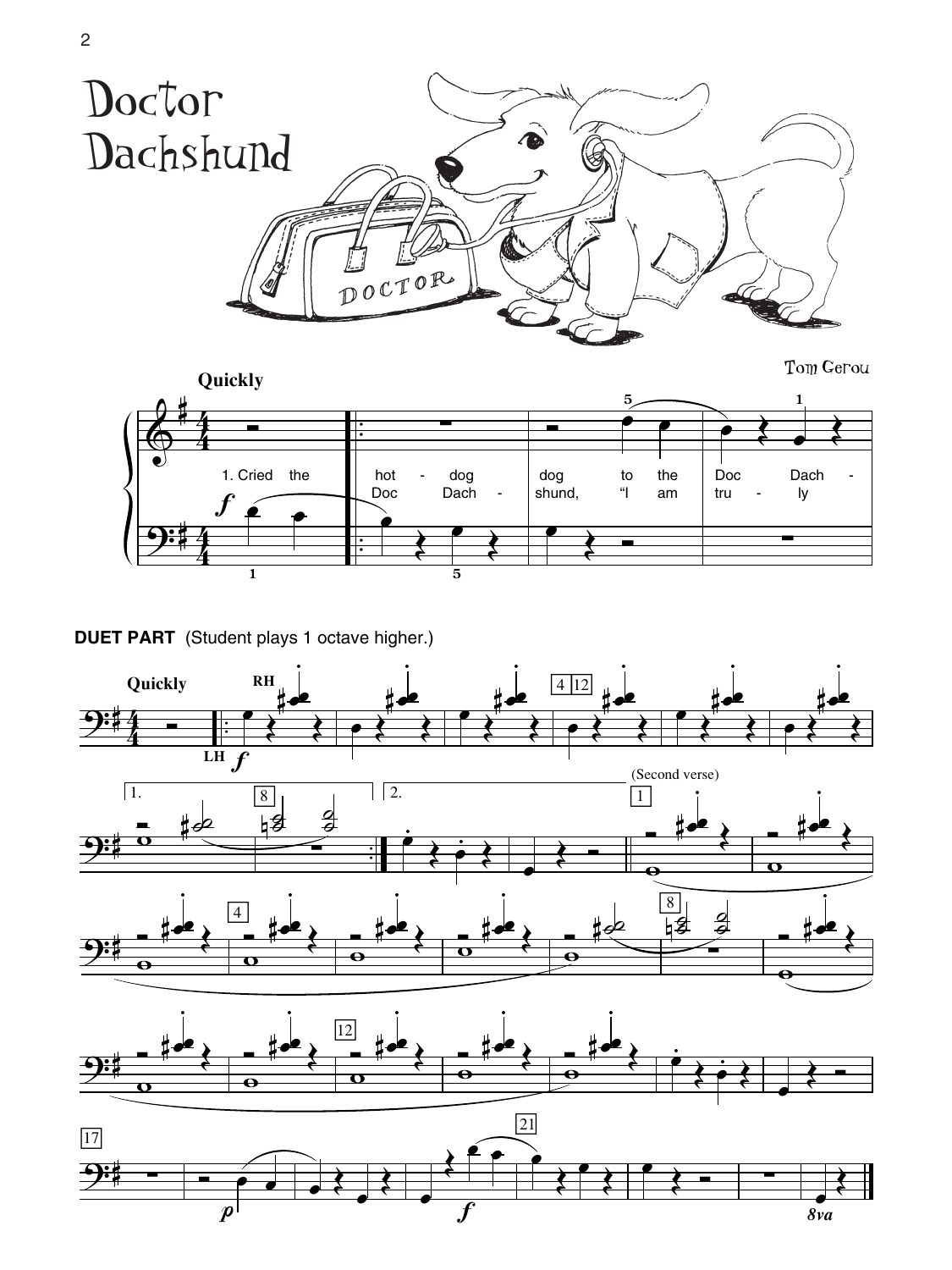# Doctor Dachshund

Tom Gerou

**Quickly**

1\. Cried the hot - dog dog to the Doc Dach -
Doc Dach - shund, "I am tru - ly

**DUET PART** (Student plays 1 octave higher.)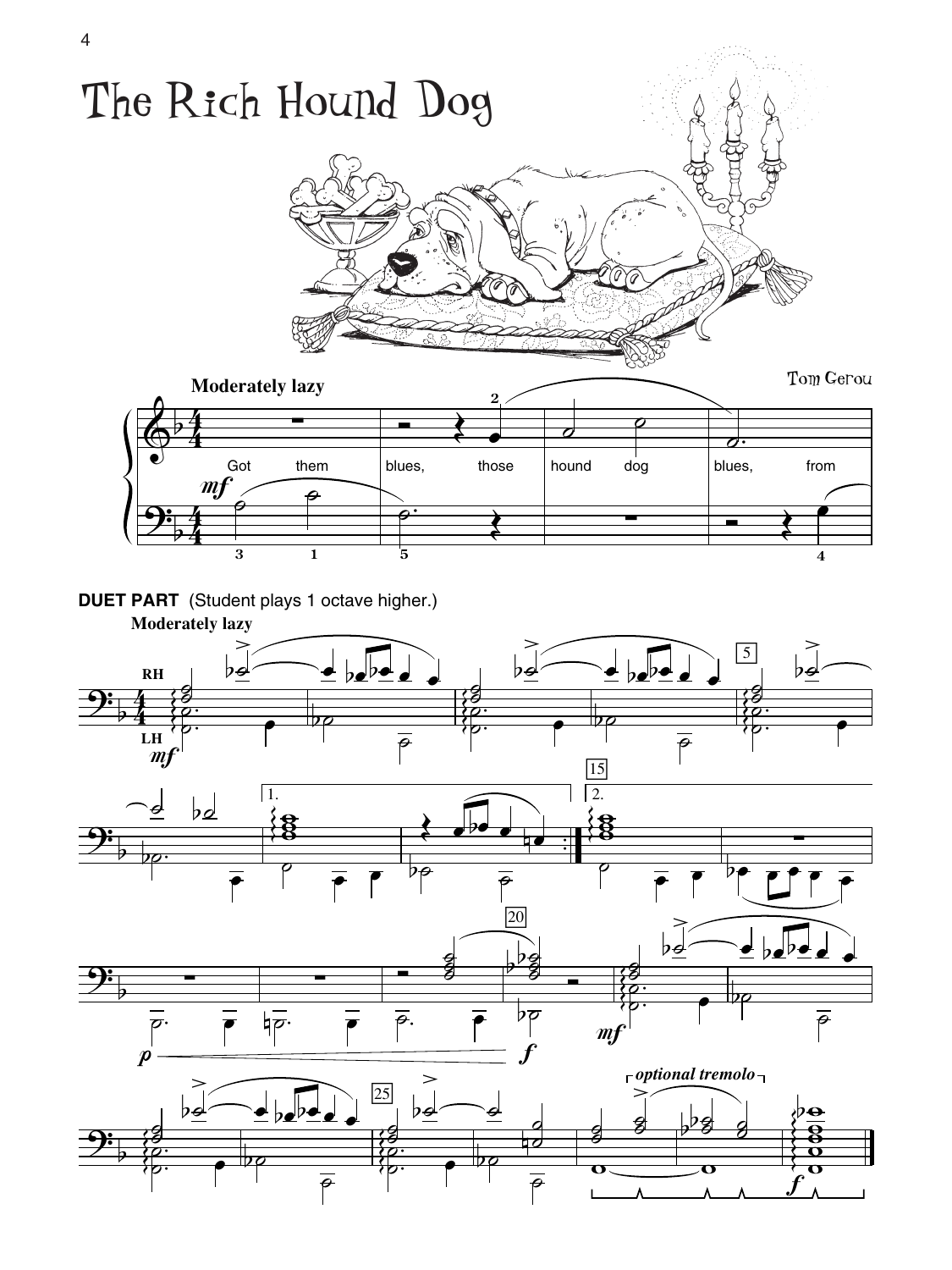# The Rich Hound Dog

**Moderately lazy**

Tom Gerou

Got them blues, those hound dog blues, from

**DUET PART** (Student plays 1 octave higher.)

**Moderately lazy**

*optional tremolo*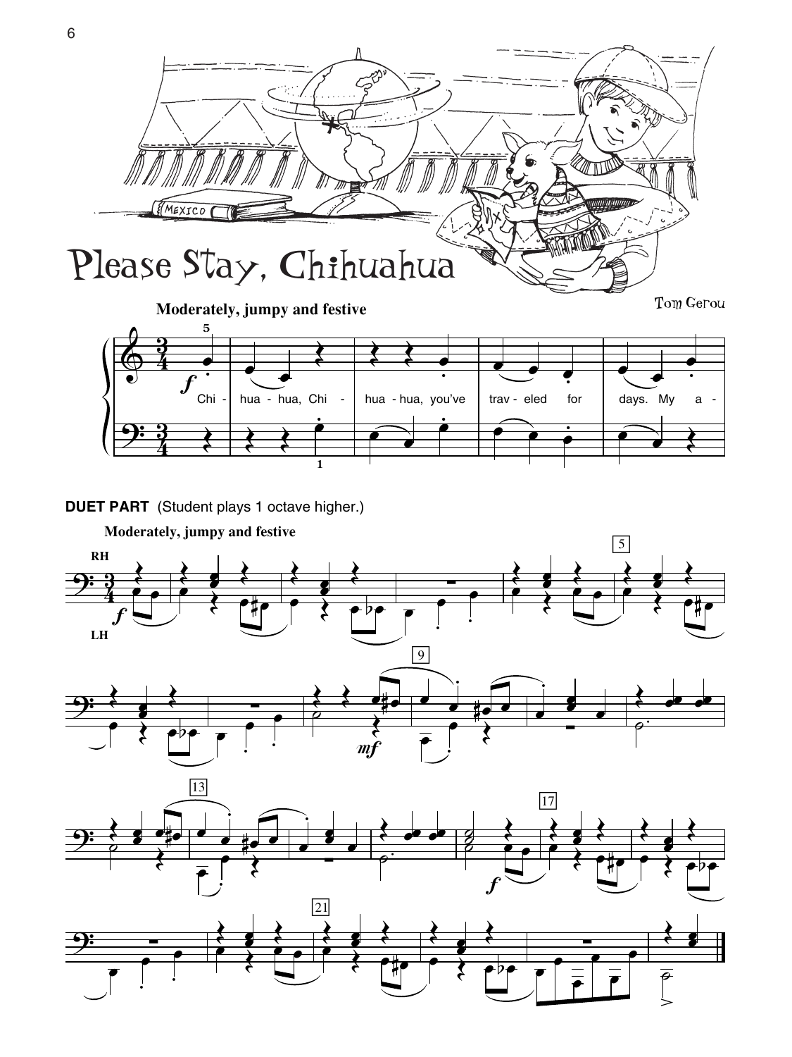# Please Stay, Chihuahua

Tom Gerou

**Moderately, jumpy and festive**

Chi - hua - hua, Chi - hua - hua, you've trav - eled for days. My a -

**DUET PART** (Student plays 1 octave higher.)

**Moderately, jumpy and festive**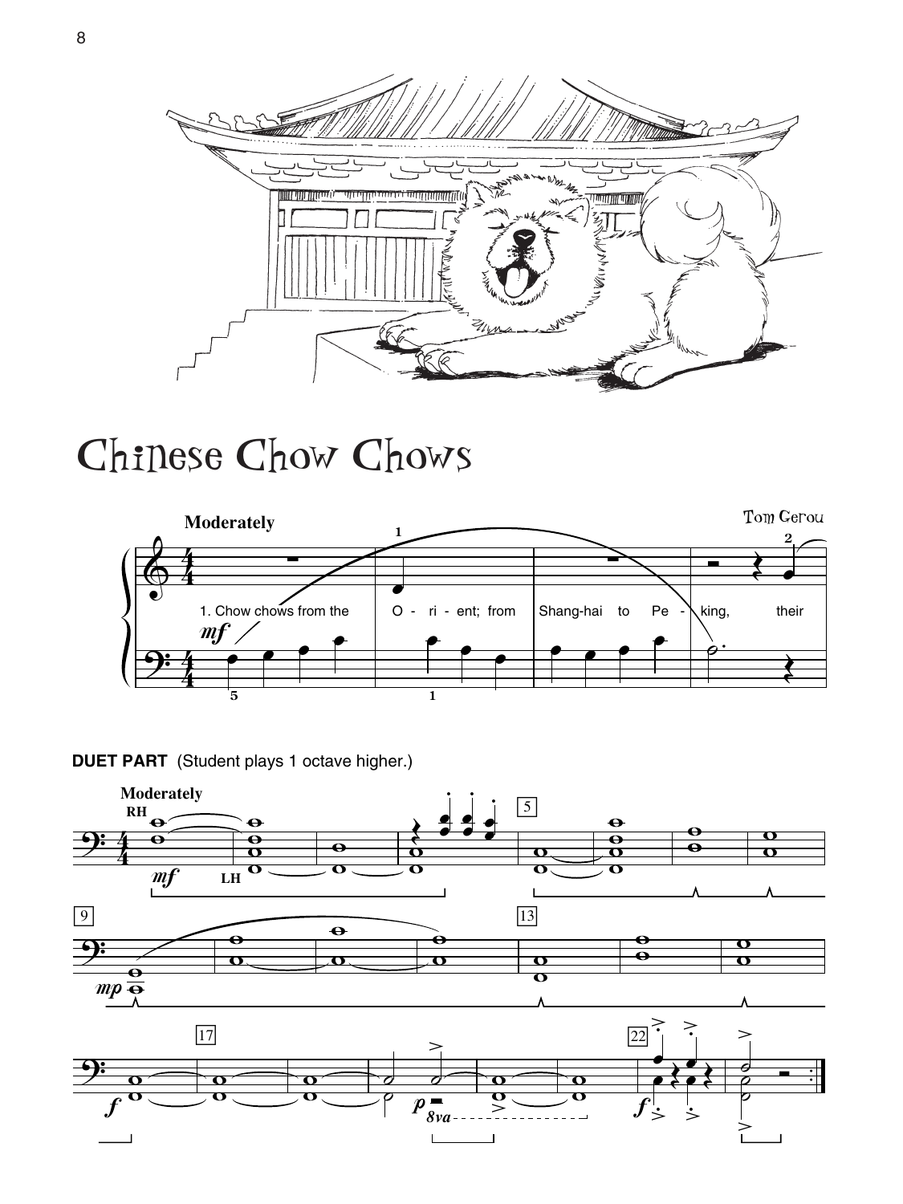# Chinese Chow Chows

**Moderately**

Tom Gerou

1. Chow chows from the O - ri - ent; from Shang-hai to Pe - king, their

**DUET PART** (Student plays 1 octave higher.)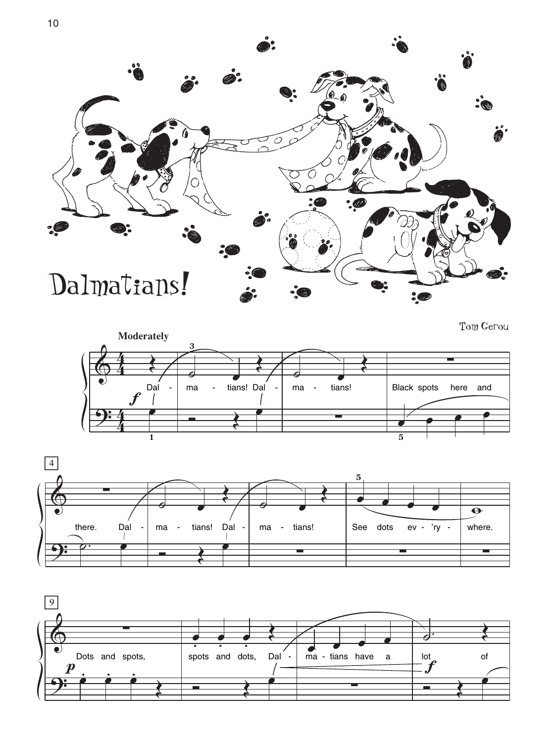# Dalmatians!

Tom Gerou

**Moderately**

Dal - ma - tians! Dal - ma - tians! Black spots here and there. Dal - ma - tians! Dal - ma - tians! See dots ev - 'ry - where.

Dots and spots, spots and dots, Dal - ma - tians have a lot of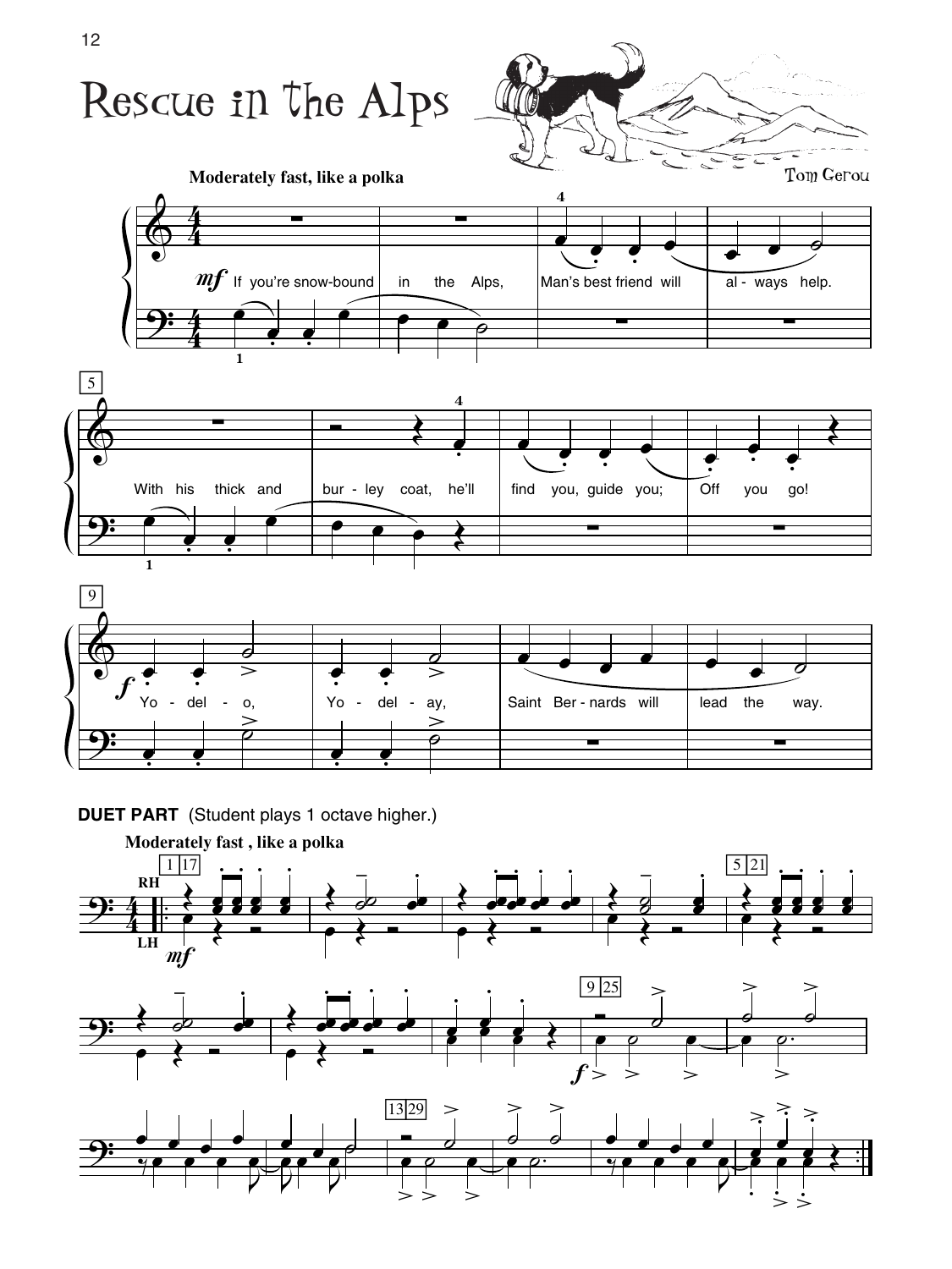# Rescue in the Alps

Tom Gerou

**Moderately fast, like a polka**

*mf* If you're snow-bound in the Alps, Man's best friend will al - ways help.

With his thick and bur - ley coat, he'll find you, guide you; Off you go!

*f* Yo - del - o, Yo - del - ay, Saint Ber - nards will lead the way.

**DUET PART** (Student plays 1 octave higher.)

**Moderately fast , like a polka**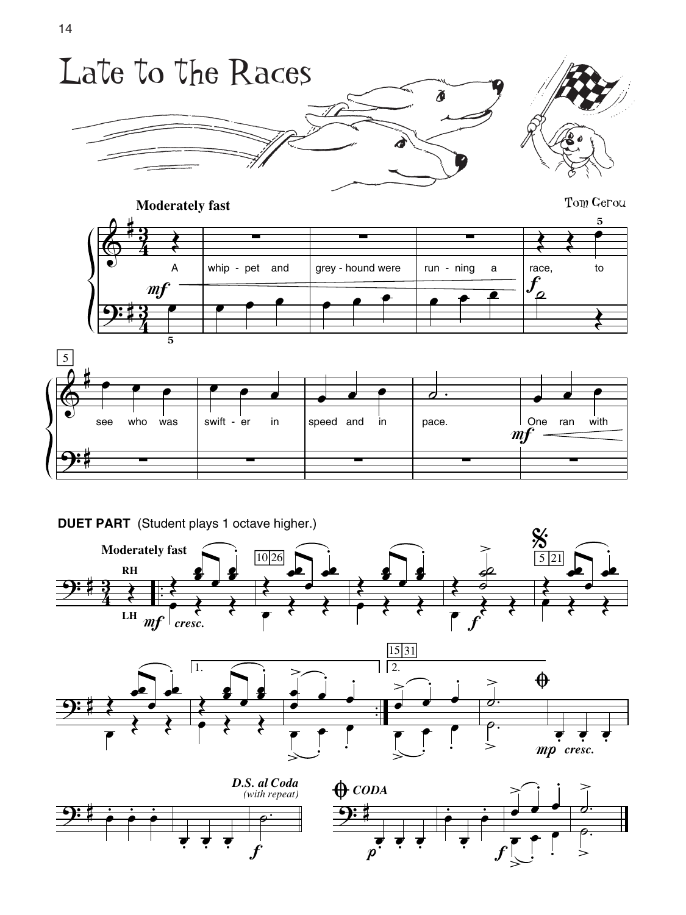# Late to the Races

Tom Gerou

**Moderately fast**

A whip - pet and grey - hound were run - ning a race, to see who was swift - er in speed and in pace. One ran with

**DUET PART** (Student plays 1 octave higher.)

**Moderately fast**

*D.S. al Coda (with repeat)*

*CODA*